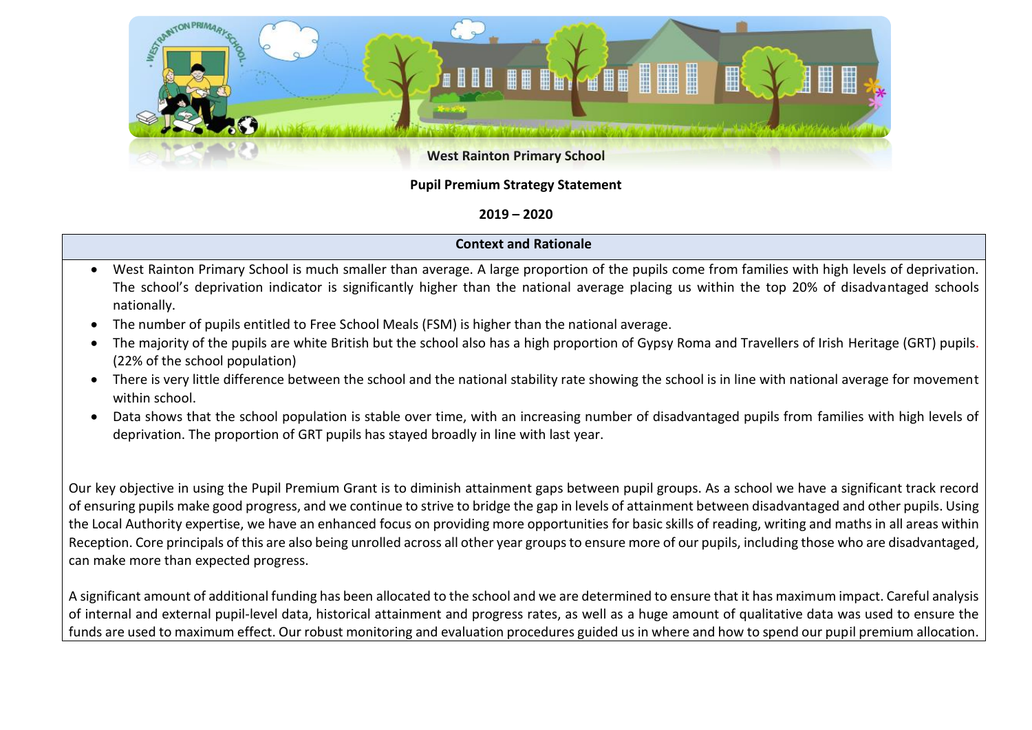**West Rainton Primary School**

**Pupil Premium Strategy Statement**

**2019 – 2020**

## Context and Rationale

- West Rainton Primary School is much smaller than average. A large proportion of the pupils come from families with high levels of deprivation. The school's deprivation indicator is significantly higher than the national average placing us within the top 20% of disadvantaged schools nationally.
- The number of pupils entitled to Free School Meals (FSM) is higher than the national average.
- The majority of the pupils are white British but the school also has a high proportion of Gypsy Roma and Travellers of Irish Heritage (GRT) pupils. (22% of the school population)
- There is very little difference between the school and the national stability rate showing the school is in line with national average for movement within school.
- Data shows that the school population is stable over time, with an increasing number of disadvantaged pupils from families with high levels of deprivation. The proportion of GRT pupils has stayed broadly in line with last year.

Our key objective in using the Pupil Premium Grant is to diminish attainment gaps between pupil groups. As a school we have a significant track record of ensuring pupils make good progress, and we continue to strive to bridge the gap in levels of attainment between disadvantaged and other pupils. Using the Local Authority expertise, we have an enhanced focus on providing more opportunities for basic skills of reading, writing and maths in all areas within Reception. Core principals of this are also being unrolled across all other year groups to ensure more of our pupils, including those who are disadvantaged, can make more than expected progress.

A significant amount of additional funding has been allocated to the school and we are determined to ensure that it has maximum impact. Careful analysis of internal and external pupil-level data, historical attainment and progress rates, as well as a huge amount of qualitative data was used to ensure the funds are used to maximum effect. Our robust monitoring and evaluation procedures guided us in where and how to spend our pupil premium allocation.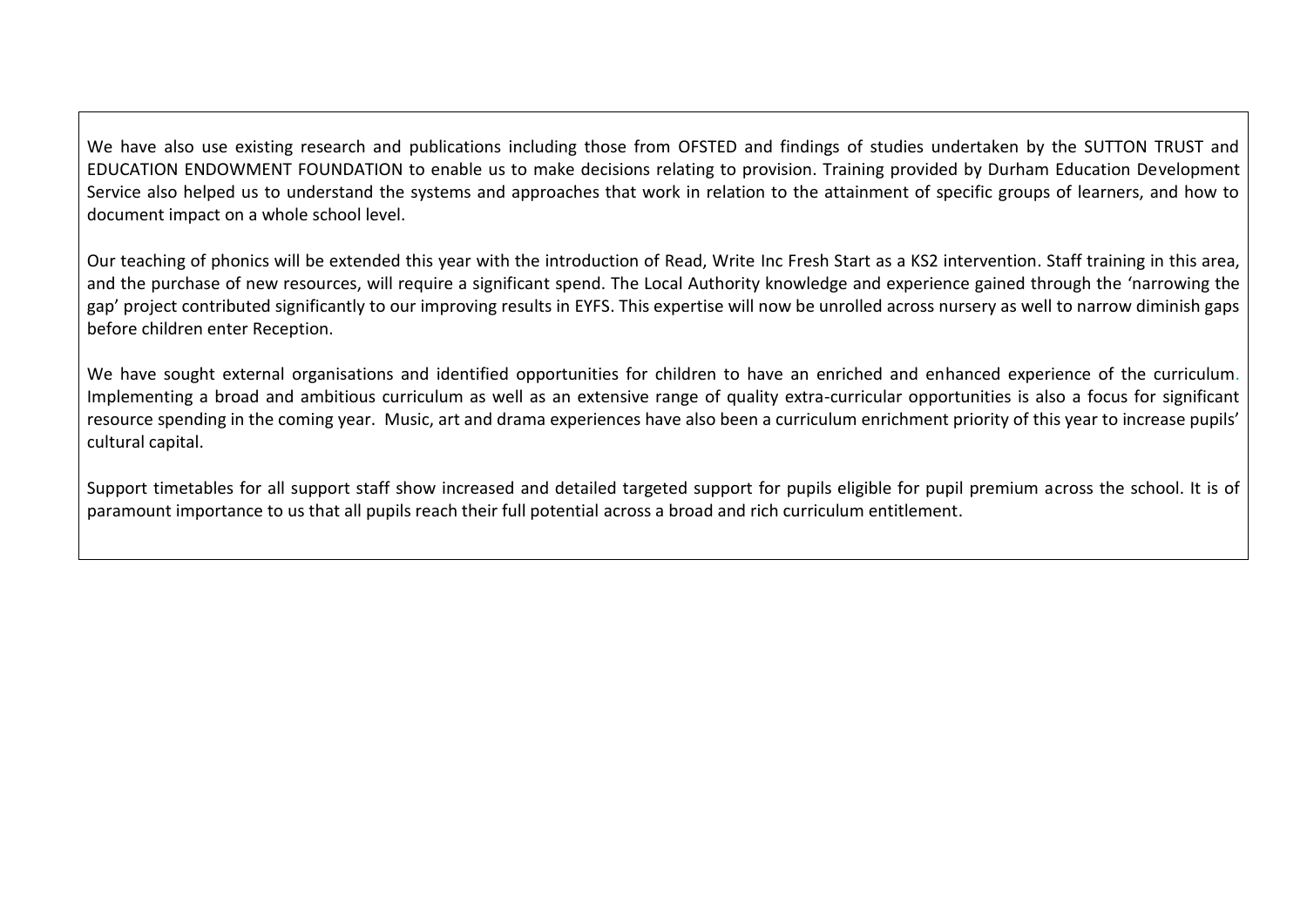We have also use existing research and publications including those from OFSTED and findings of studies undertaken by the SUTTON TRUST and EDUCATION ENDOWMENT FOUNDATION to enable us to make decisions relating to provision. Training provided by Durham Education Development Service also helped us to understand the systems and approaches that work in relation to the attainment of specific groups of learners, and how to document impact on a whole school level.

Our teaching of phonics will be extended this year with the introduction of Read, Write Inc Fresh Start as a KS2 intervention. Staff training in this area, and the purchase of new resources, will require a significant spend. The Local Authority knowledge and experience gained through the 'narrowing the gap' project contributed significantly to our improving results in EYFS. This expertise will now be unrolled across nursery as well to narrow diminish gaps before children enter Reception.

We have sought external organisations and identified opportunities for children to have an enriched and enhanced experience of the curriculum. Implementing a broad and ambitious curriculum as well as an extensive range of quality extra-curricular opportunities is also a focus for significant resource spending in the coming year. Music, art and drama experiences have also been a curriculum enrichment priority of this year to increase pupils' cultural capital.

Support timetables for all support staff show increased and detailed targeted support for pupils eligible for pupil premium across the school. It is of paramount importance to us that all pupils reach their full potential across a broad and rich curriculum entitlement.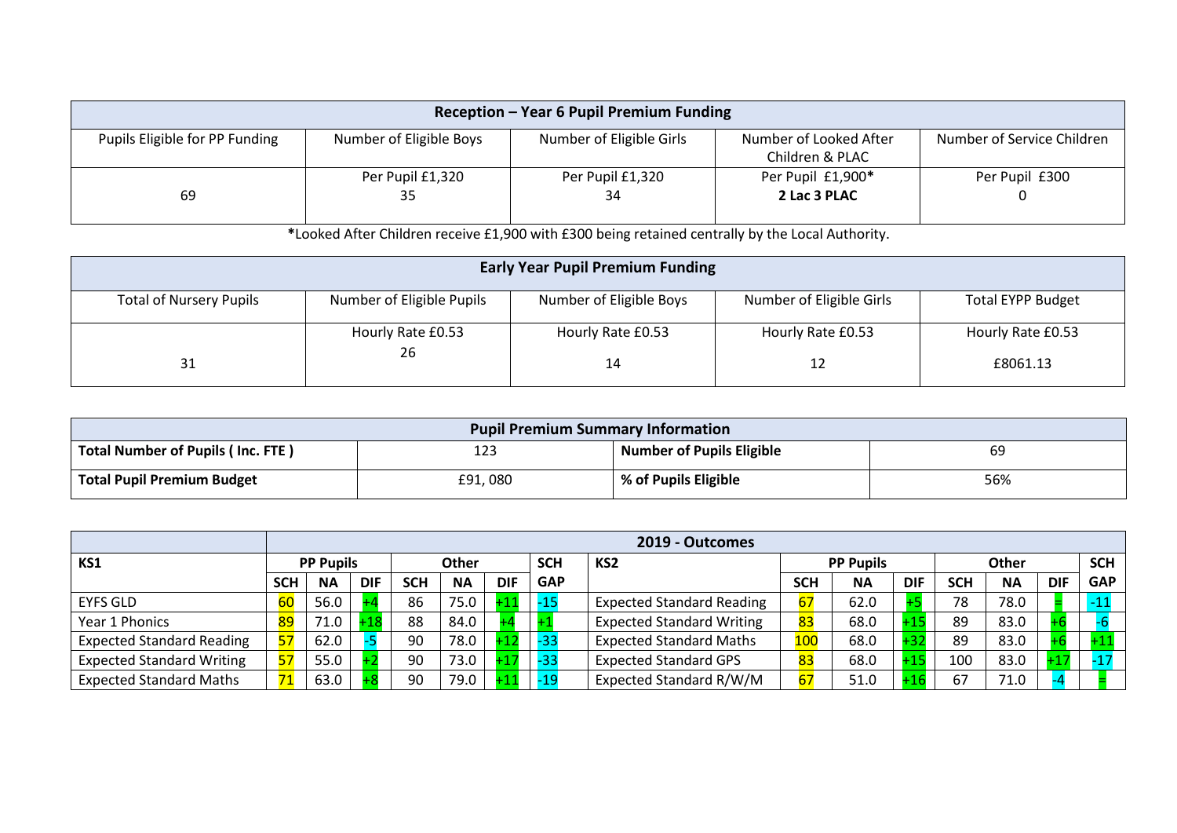| Reception – Year 6 Pupil Premium Funding | | | | |
|---|---|---|---|---|
| Pupils Eligible for PP Funding | Number of Eligible Boys | Number of Eligible Girls | Number of Looked After Children & PLAC | Number of Service Children |
| 69 | Per Pupil £1,320<br>35 | Per Pupil £1,320<br>34 | Per Pupil £1,900*<br>**2 Lac 3 PLAC** | Per Pupil £300<br>0 |

***Looked After Children receive £1,900 with £300 being retained centrally by the Local Authority.

| Early Year Pupil Premium Funding | | | | |
|---|---|---|---|---|
| Total of Nursery Pupils | Number of Eligible Pupils | Number of Eligible Boys | Number of Eligible Girls | Total EYPP Budget |
| 31 | Hourly Rate £0.53<br>26 | Hourly Rate £0.53<br>14 | Hourly Rate £0.53<br>12 | Hourly Rate £0.53<br>£8061.13 |

| Pupil Premium Summary Information | | | |
|---|---|---|---|
| **Total Number of Pupils ( Inc. FTE )** | 123 | **Number of Pupils Eligible** | 69 |
| **Total Pupil Premium Budget** | £91, 080 | **% of Pupils Eligible** | 56% |

| | 2019 - Outcomes | | | | | | | | | | | | | | |
|---|---|---|---|---|---|---|---|---|---|---|---|---|---|---|---|
| KS1 | PP Pupils | | | Other | | | SCH | KS2 | PP Pupils | | | Other | | | SCH |
| | SCH | NA | DIF | SCH | NA | DIF | GAP | | SCH | NA | DIF | SCH | NA | DIF | GAP |
| EYFS GLD | 60 | 56.0 | +4 | 86 | 75.0 | +11 | -15 | Expected Standard Reading | 67 | 62.0 | +5 | 78 | 78.0 | = | -11 |
| Year 1 Phonics | 89 | 71.0 | +18 | 88 | 84.0 | +4 | +1 | Expected Standard Writing | 83 | 68.0 | +15 | 89 | 83.0 | +6 | -6 |
| Expected Standard Reading | 57 | 62.0 | -5 | 90 | 78.0 | +12 | -33 | Expected Standard Maths | 100 | 68.0 | +32 | 89 | 83.0 | +6 | +11 |
| Expected Standard Writing | 57 | 55.0 | +2 | 90 | 73.0 | +17 | -33 | Expected Standard GPS | 83 | 68.0 | +15 | 100 | 83.0 | +17 | -17 |
| Expected Standard Maths | 71 | 63.0 | +8 | 90 | 79.0 | +11 | -19 | Expected Standard R/W/M | 67 | 51.0 | +16 | 67 | 71.0 | -4 | = |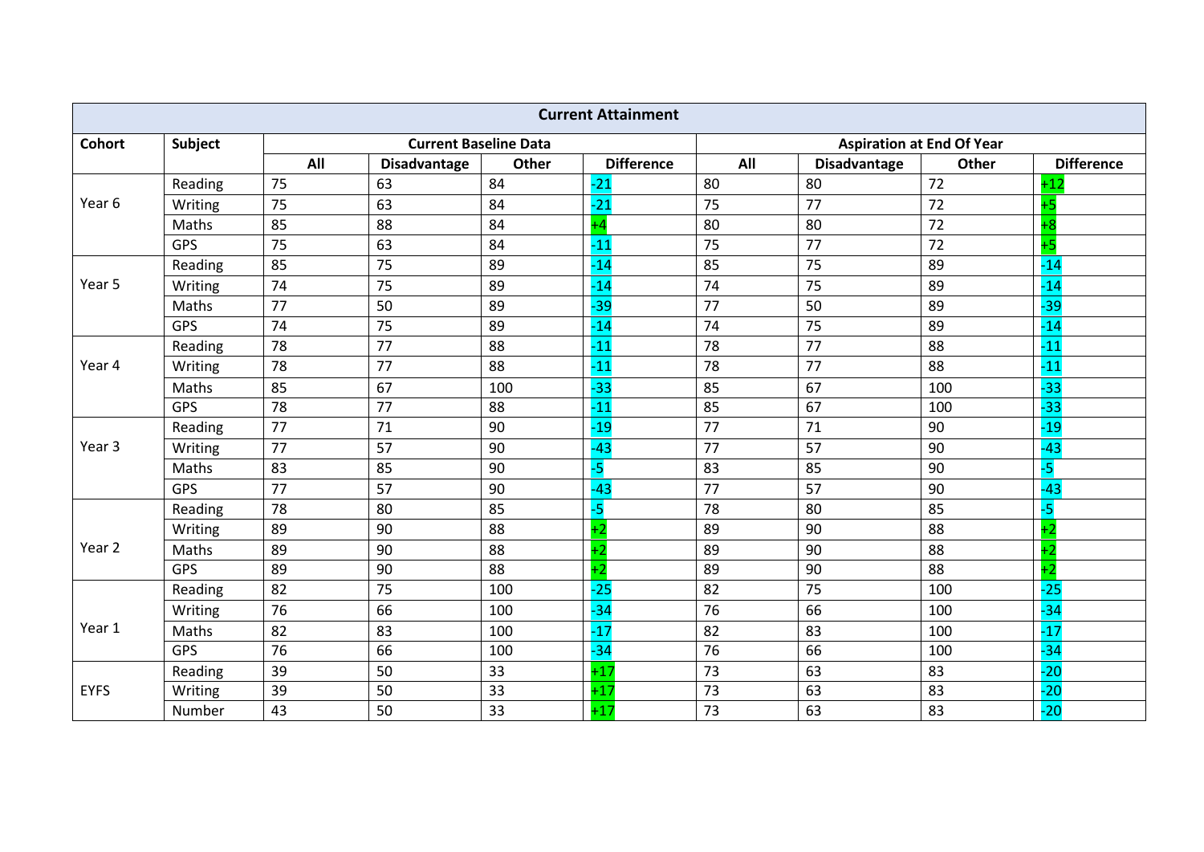| Current Attainment | | | | | | | | | |
|---|---|---|---|---|---|---|---|---|---|
| **Cohort** | **Subject** | **Current Baseline Data** | | | | **Aspiration at End Of Year** | | | |
| | | **All** | **Disadvantage** | **Other** | **Difference** | **All** | **Disadvantage** | **Other** | **Difference** |
| Year 6 | Reading | 75 | 63 | 84 | -21 | 80 | 80 | 72 | +12 |
| | Writing | 75 | 63 | 84 | -21 | 75 | 77 | 72 | +5 |
| | Maths | 85 | 88 | 84 | +4 | 80 | 80 | 72 | +8 |
| | GPS | 75 | 63 | 84 | -11 | 75 | 77 | 72 | +5 |
| Year 5 | Reading | 85 | 75 | 89 | -14 | 85 | 75 | 89 | -14 |
| | Writing | 74 | 75 | 89 | -14 | 74 | 75 | 89 | -14 |
| | Maths | 77 | 50 | 89 | -39 | 77 | 50 | 89 | -39 |
| | GPS | 74 | 75 | 89 | -14 | 74 | 75 | 89 | -14 |
| Year 4 | Reading | 78 | 77 | 88 | -11 | 78 | 77 | 88 | -11 |
| | Writing | 78 | 77 | 88 | -11 | 78 | 77 | 88 | -11 |
| | Maths | 85 | 67 | 100 | -33 | 85 | 67 | 100 | -33 |
| | GPS | 78 | 77 | 88 | -11 | 85 | 67 | 100 | -33 |
| Year 3 | Reading | 77 | 71 | 90 | -19 | 77 | 71 | 90 | -19 |
| | Writing | 77 | 57 | 90 | -43 | 77 | 57 | 90 | -43 |
| | Maths | 83 | 85 | 90 | -5 | 83 | 85 | 90 | -5 |
| | GPS | 77 | 57 | 90 | -43 | 77 | 57 | 90 | -43 |
| Year 2 | Reading | 78 | 80 | 85 | -5 | 78 | 80 | 85 | -5 |
| | Writing | 89 | 90 | 88 | +2 | 89 | 90 | 88 | +2 |
| | Maths | 89 | 90 | 88 | +2 | 89 | 90 | 88 | +2 |
| | GPS | 89 | 90 | 88 | +2 | 89 | 90 | 88 | +2 |
| Year 1 | Reading | 82 | 75 | 100 | -25 | 82 | 75 | 100 | -25 |
| | Writing | 76 | 66 | 100 | -34 | 76 | 66 | 100 | -34 |
| | Maths | 82 | 83 | 100 | -17 | 82 | 83 | 100 | -17 |
| | GPS | 76 | 66 | 100 | -34 | 76 | 66 | 100 | -34 |
| EYFS | Reading | 39 | 50 | 33 | +17 | 73 | 63 | 83 | -20 |
| | Writing | 39 | 50 | 33 | +17 | 73 | 63 | 83 | -20 |
| | Number | 43 | 50 | 33 | +17 | 73 | 63 | 83 | -20 |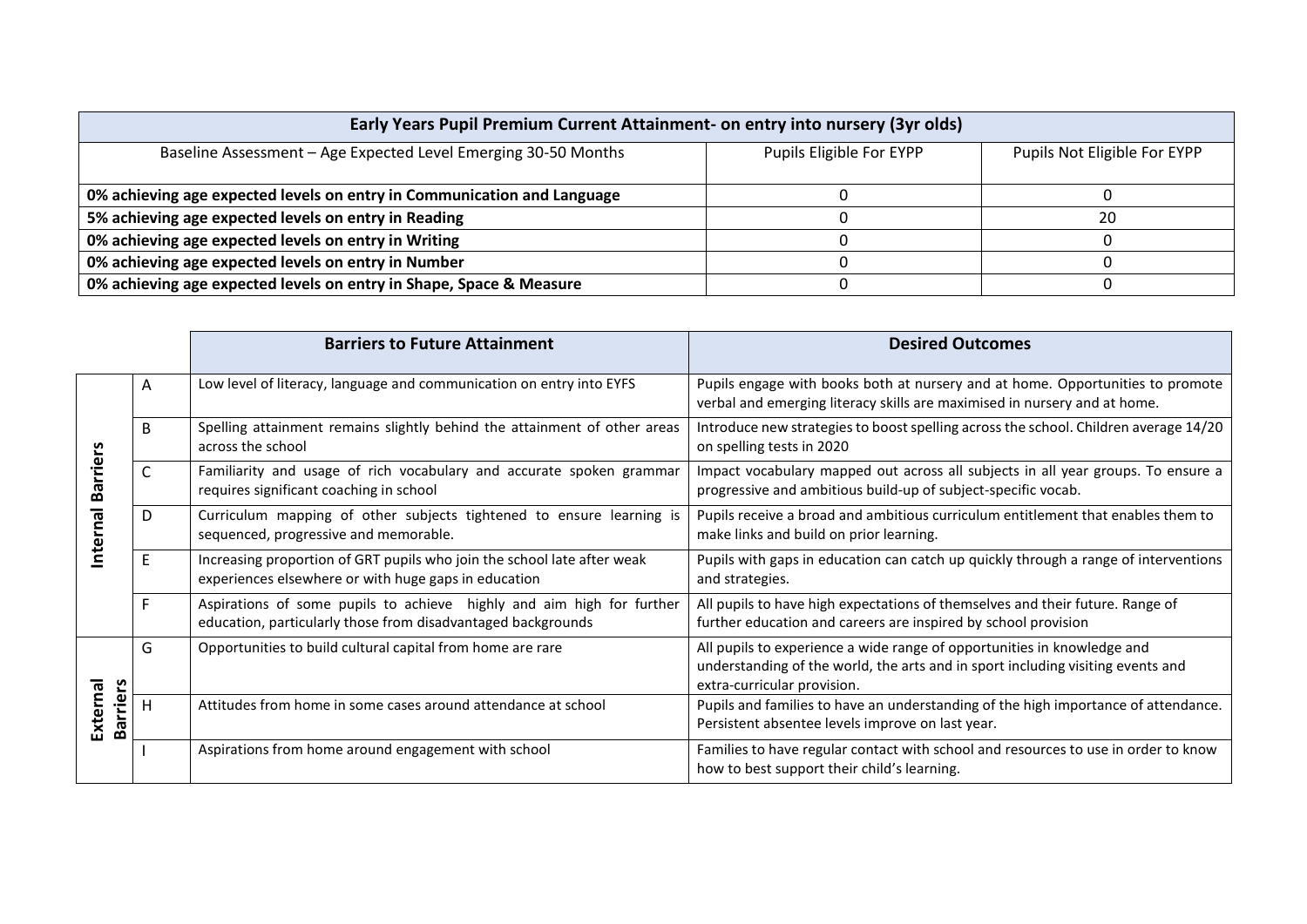| Early Years Pupil Premium Current Attainment- on entry into nursery (3yr olds) | | |
|---|---|---|
| Baseline Assessment – Age Expected Level Emerging 30-50 Months | Pupils Eligible For EYPP | Pupils Not Eligible For EYPP |
| **0% achieving age expected levels on entry in Communication and Language** | 0 | 0 |
| **5% achieving age expected levels on entry in Reading** | 0 | 20 |
| **0% achieving age expected levels on entry in Writing** | 0 | 0 |
| **0% achieving age expected levels on entry in Number** | 0 | 0 |
| **0% achieving age expected levels on entry in Shape, Space & Measure** | 0 | 0 |

| | | Barriers to Future Attainment | Desired Outcomes |
|---|---|---|---|
| **Internal Barriers** | A | Low level of literacy, language and communication on entry into EYFS | Pupils engage with books both at nursery and at home. Opportunities to promote verbal and emerging literacy skills are maximised in nursery and at home. |
| | B | Spelling attainment remains slightly behind the attainment of other areas across the school | Introduce new strategies to boost spelling across the school. Children average 14/20 on spelling tests in 2020 |
| | C | Familiarity and usage of rich vocabulary and accurate spoken grammar requires significant coaching in school | Impact vocabulary mapped out across all subjects in all year groups. To ensure a progressive and ambitious build-up of subject-specific vocab. |
| | D | Curriculum mapping of other subjects tightened to ensure learning is sequenced, progressive and memorable. | Pupils receive a broad and ambitious curriculum entitlement that enables them to make links and build on prior learning. |
| | E | Increasing proportion of GRT pupils who join the school late after weak experiences elsewhere or with huge gaps in education | Pupils with gaps in education can catch up quickly through a range of interventions and strategies. |
| | F | Aspirations of some pupils to achieve highly and aim high for further education, particularly those from disadvantaged backgrounds | All pupils to have high expectations of themselves and their future. Range of further education and careers are inspired by school provision |
| **External Barriers** | G | Opportunities to build cultural capital from home are rare | All pupils to experience a wide range of opportunities in knowledge and understanding of the world, the arts and in sport including visiting events and extra-curricular provision. |
| | H | Attitudes from home in some cases around attendance at school | Pupils and families to have an understanding of the high importance of attendance. Persistent absentee levels improve on last year. |
| | I | Aspirations from home around engagement with school | Families to have regular contact with school and resources to use in order to know how to best support their child's learning. |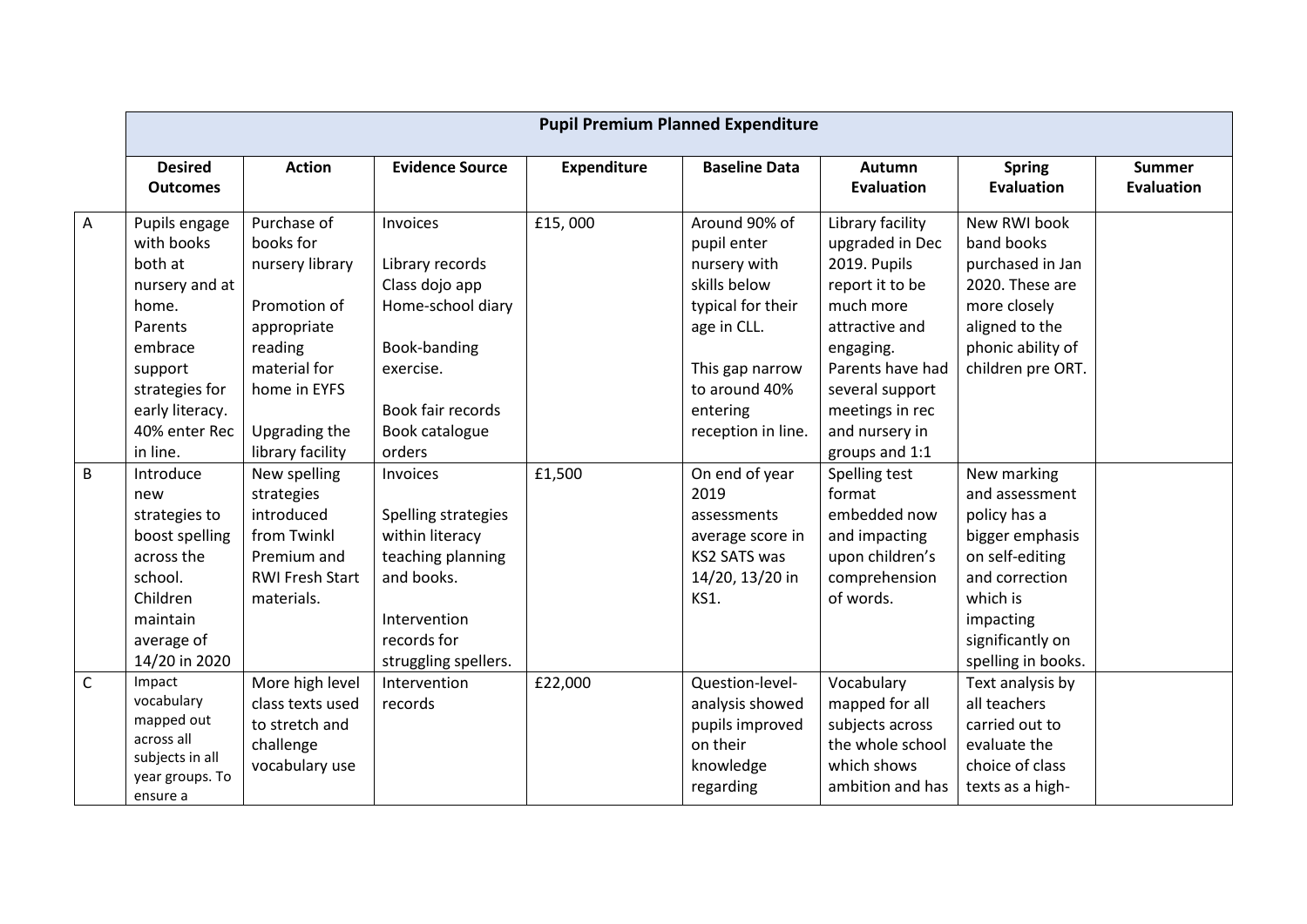| | Pupil Premium Planned Expenditure | | | | | | | |
|---|---|---|---|---|---|---|---|---|
| | **Desired Outcomes** | **Action** | **Evidence Source** | **Expenditure** | **Baseline Data** | **Autumn Evaluation** | **Spring Evaluation** | **Summer Evaluation** |
| A | Pupils engage with books both at nursery and at home. Parents embrace support strategies for early literacy. 40% enter Rec in line. | Purchase of books for nursery library<br><br>Promotion of appropriate reading material for home in EYFS<br><br>Upgrading the library facility | Invoices<br><br>Library records<br>Class dojo app<br>Home-school diary<br><br>Book-banding exercise.<br><br>Book fair records<br>Book catalogue orders | £15, 000 | Around 90% of pupil enter nursery with skills below typical for their age in CLL.<br><br>This gap narrow to around 40% entering reception in line. | Library facility upgraded in Dec 2019. Pupils report it to be much more attractive and engaging. Parents have had several support meetings in rec and nursery in groups and 1:1 | New RWI book band books purchased in Jan 2020. These are more closely aligned to the phonic ability of children pre ORT. | |
| B | Introduce new strategies to boost spelling across the school. Children maintain average of 14/20 in 2020 | New spelling strategies introduced from Twinkl Premium and RWI Fresh Start materials. | Invoices<br><br>Spelling strategies within literacy teaching planning and books.<br><br>Intervention records for struggling spellers. | £1,500 | On end of year 2019 assessments average score in KS2 SATS was 14/20, 13/20 in KS1. | Spelling test format embedded now and impacting upon children's comprehension of words. | New marking and assessment policy has a bigger emphasis on self-editing and correction which is impacting significantly on spelling in books. | |
| C | Impact vocabulary mapped out across all subjects in all year groups. To ensure a | More high level class texts used to stretch and challenge vocabulary use | Intervention records | £22,000 | Question-level-analysis showed pupils improved on their knowledge regarding | Vocabulary mapped for all subjects across the whole school which shows ambition and has | Text analysis by all teachers carried out to evaluate the choice of class texts as a high- | |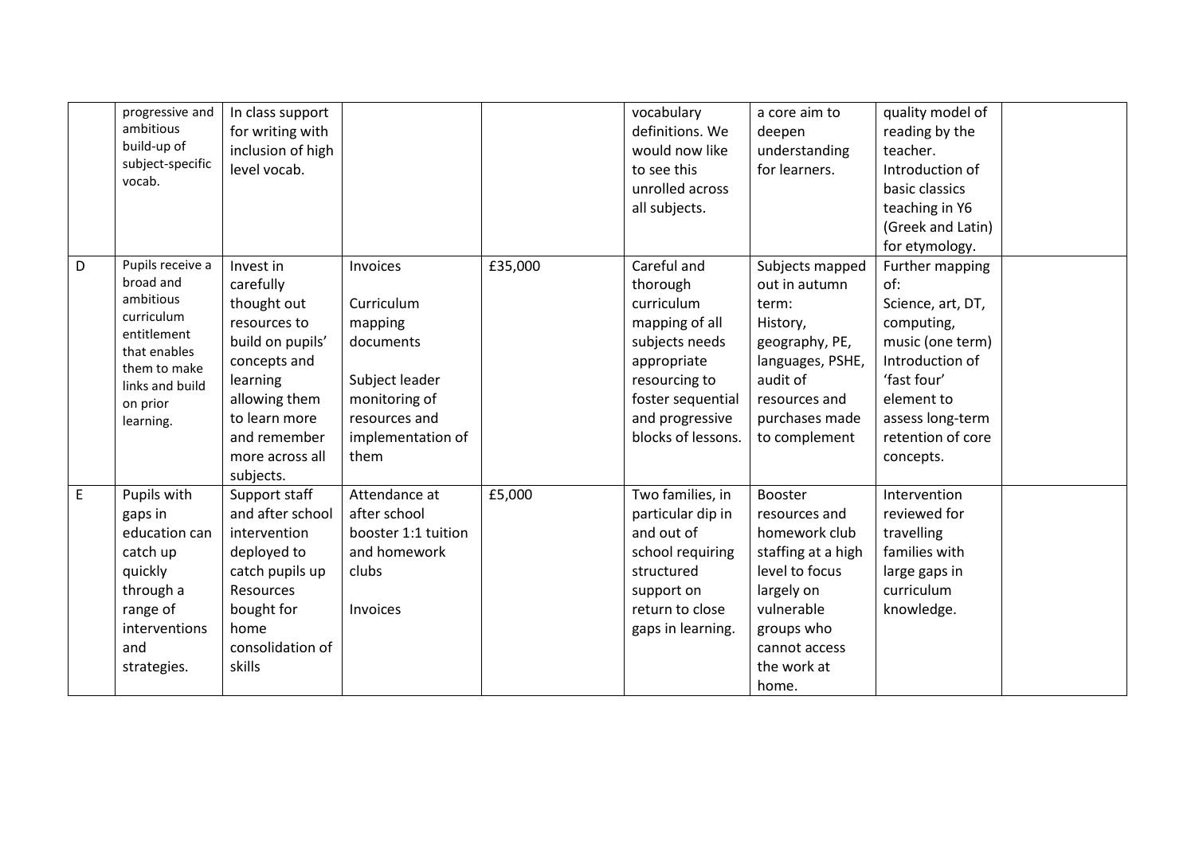| | | | | | | | | |
|---|---|---|---|---|---|---|---|---|
| | progressive and ambitious build-up of subject-specific vocab. | In class support for writing with inclusion of high level vocab. | | | vocabulary definitions. We would now like to see this unrolled across all subjects. | a core aim to deepen understanding for learners. | quality model of reading by the teacher. Introduction of basic classics teaching in Y6 (Greek and Latin) for etymology. | |
| D | Pupils receive a broad and ambitious curriculum entitlement that enables them to make links and build on prior learning. | Invest in carefully thought out resources to build on pupils' concepts and learning allowing them to learn more and remember more across all subjects. | Invoices<br><br>Curriculum mapping documents<br><br>Subject leader monitoring of resources and implementation of them | £35,000 | Careful and thorough curriculum mapping of all subjects needs appropriate resourcing to foster sequential and progressive blocks of lessons. | Subjects mapped out in autumn term: History, geography, PE, languages, PSHE, audit of resources and purchases made to complement | Further mapping of: Science, art, DT, computing, music (one term) Introduction of 'fast four' element to assess long-term retention of core concepts. | |
| E | Pupils with gaps in education can catch up quickly through a range of interventions and strategies. | Support staff and after school intervention deployed to catch pupils up Resources bought for home consolidation of skills | Attendance at after school booster 1:1 tuition and homework clubs<br><br>Invoices | £5,000 | Two families, in particular dip in and out of school requiring structured support on return to close gaps in learning. | Booster resources and homework club staffing at a high level to focus largely on vulnerable groups who cannot access the work at home. | Intervention reviewed for travelling families with large gaps in curriculum knowledge. | |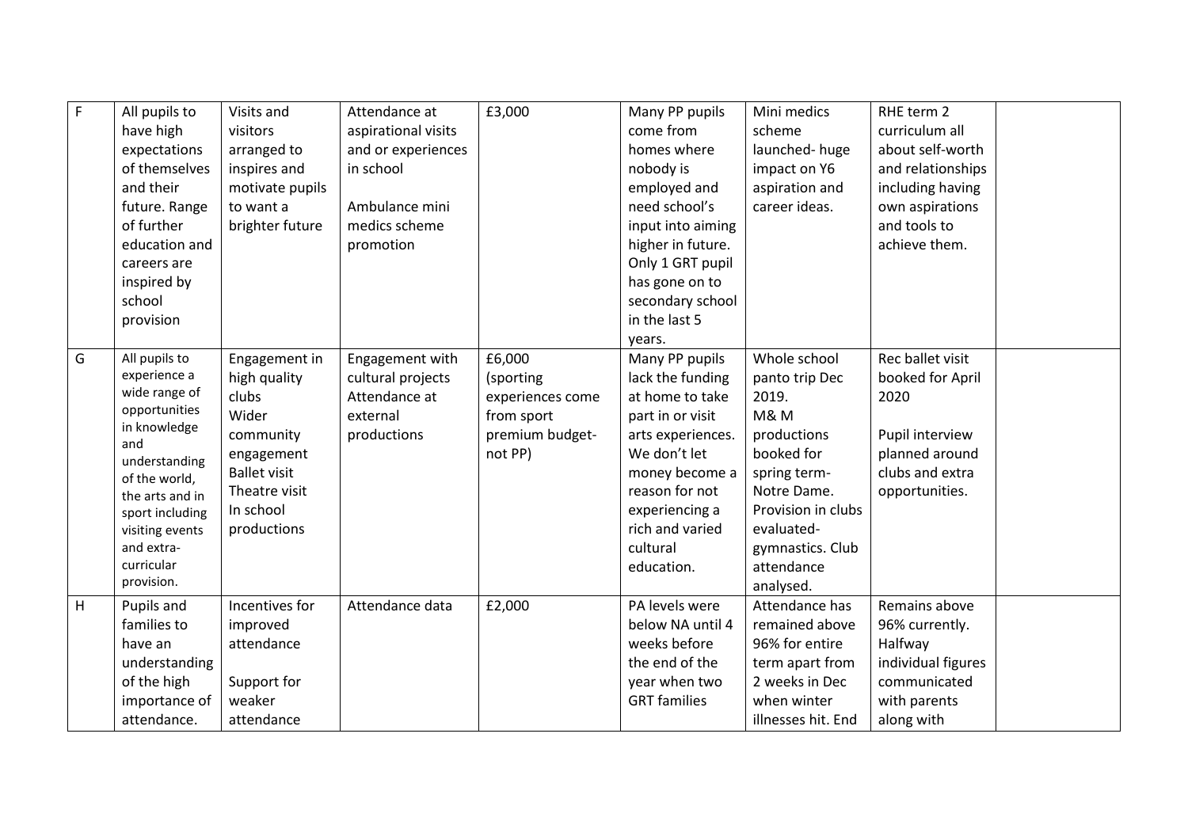| F | All pupils to have high expectations of themselves and their future. Range of further education and careers are inspired by school provision | Visits and visitors arranged to inspires and motivate pupils to want a brighter future | Attendance at aspirational visits and or experiences in school<br><br>Ambulance mini medics scheme promotion | £3,000 | Many PP pupils come from homes where nobody is employed and need school's input into aiming higher in future. Only 1 GRT pupil has gone on to secondary school in the last 5 years. | Mini medics scheme launched- huge impact on Y6 aspiration and career ideas. | RHE term 2 curriculum all about self-worth and relationships including having own aspirations and tools to achieve them. | |
|---|---|---|---|---|---|---|---|---|
| G | All pupils to experience a wide range of opportunities in knowledge and understanding of the world, the arts and in sport including visiting events and extra-curricular provision. | Engagement in high quality clubs<br>Wider community engagement<br>Ballet visit<br>Theatre visit<br>In school productions | Engagement with cultural projects<br>Attendance at external productions | £6,000 (sporting experiences come from sport premium budget- not PP) | Many PP pupils lack the funding at home to take part in or visit arts experiences. We don't let money become a reason for not experiencing a rich and varied cultural education. | Whole school panto trip Dec 2019.<br>M& M productions booked for spring term- Notre Dame.<br>Provision in clubs evaluated- gymnastics. Club attendance analysed. | Rec ballet visit booked for April 2020<br><br>Pupil interview planned around clubs and extra opportunities. | |
| H | Pupils and families to have an understanding of the high importance of attendance. | Incentives for improved attendance<br><br>Support for weaker attendance | Attendance data | £2,000 | PA levels were below NA until 4 weeks before the end of the year when two GRT families | Attendance has remained above 96% for entire term apart from 2 weeks in Dec when winter illnesses hit. End | Remains above 96% currently. Halfway individual figures communicated with parents along with | |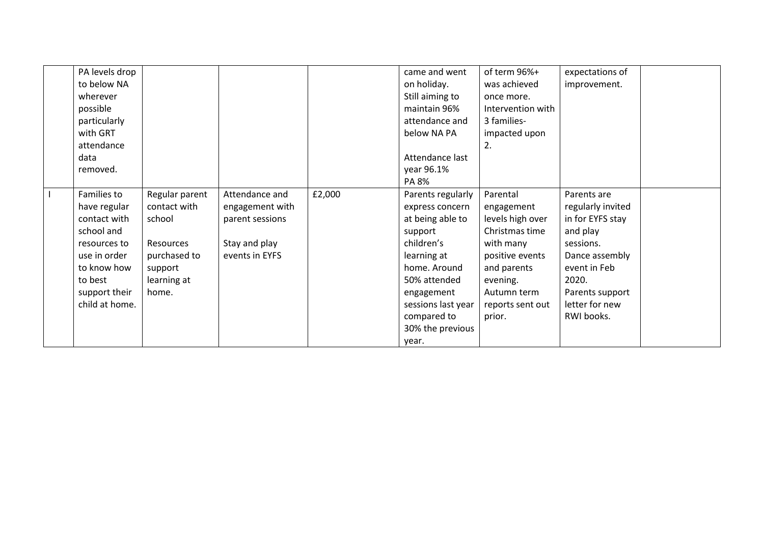| | | | | | | | | |
|---|---|---|---|---|---|---|---|---|
| | PA levels drop to below NA wherever possible particularly with GRT attendance data removed. | | | | came and went on holiday. Still aiming to maintain 96% attendance and below NA PA<br><br>Attendance last year 96.1%<br>PA 8% | of term 96%+ was achieved once more. Intervention with 3 families- impacted upon 2. | expectations of improvement. | |
| I | Families to have regular contact with school and resources to use in order to know how to best support their child at home. | Regular parent contact with school<br><br>Resources purchased to support learning at home. | Attendance and engagement with parent sessions<br><br>Stay and play events in EYFS | £2,000 | Parents regularly express concern at being able to support children's learning at home. Around 50% attended engagement sessions last year compared to 30% the previous year. | Parental engagement levels high over Christmas time with many positive events and parents evening. Autumn term reports sent out prior. | Parents are regularly invited in for EYFS stay and play sessions. Dance assembly event in Feb 2020. Parents support letter for new RWI books. | |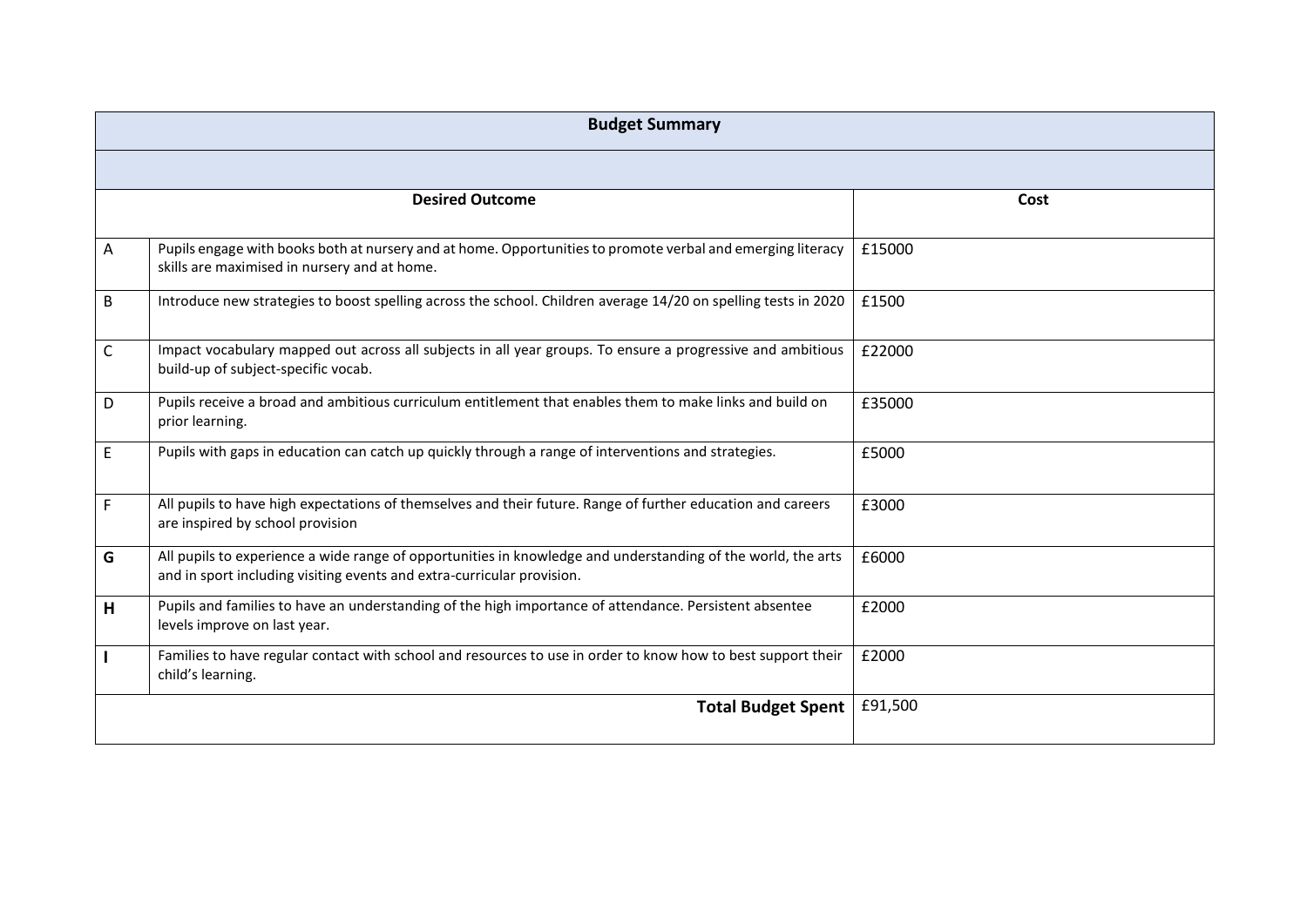| Budget Summary | | |
|---|---|---|
| | | |
| Desired Outcome | | Cost |
| A | Pupils engage with books both at nursery and at home. Opportunities to promote verbal and emerging literacy skills are maximised in nursery and at home. | £15000 |
| B | Introduce new strategies to boost spelling across the school. Children average 14/20 on spelling tests in 2020 | £1500 |
| C | Impact vocabulary mapped out across all subjects in all year groups. To ensure a progressive and ambitious build-up of subject-specific vocab. | £22000 |
| D | Pupils receive a broad and ambitious curriculum entitlement that enables them to make links and build on prior learning. | £35000 |
| E | Pupils with gaps in education can catch up quickly through a range of interventions and strategies. | £5000 |
| F | All pupils to have high expectations of themselves and their future. Range of further education and careers are inspired by school provision | £3000 |
| **G** | All pupils to experience a wide range of opportunities in knowledge and understanding of the world, the arts and in sport including visiting events and extra-curricular provision. | £6000 |
| **H** | Pupils and families to have an understanding of the high importance of attendance. Persistent absentee levels improve on last year. | £2000 |
| **I** | Families to have regular contact with school and resources to use in order to know how to best support their child's learning. | £2000 |
| | **Total Budget Spent** | £91,500 |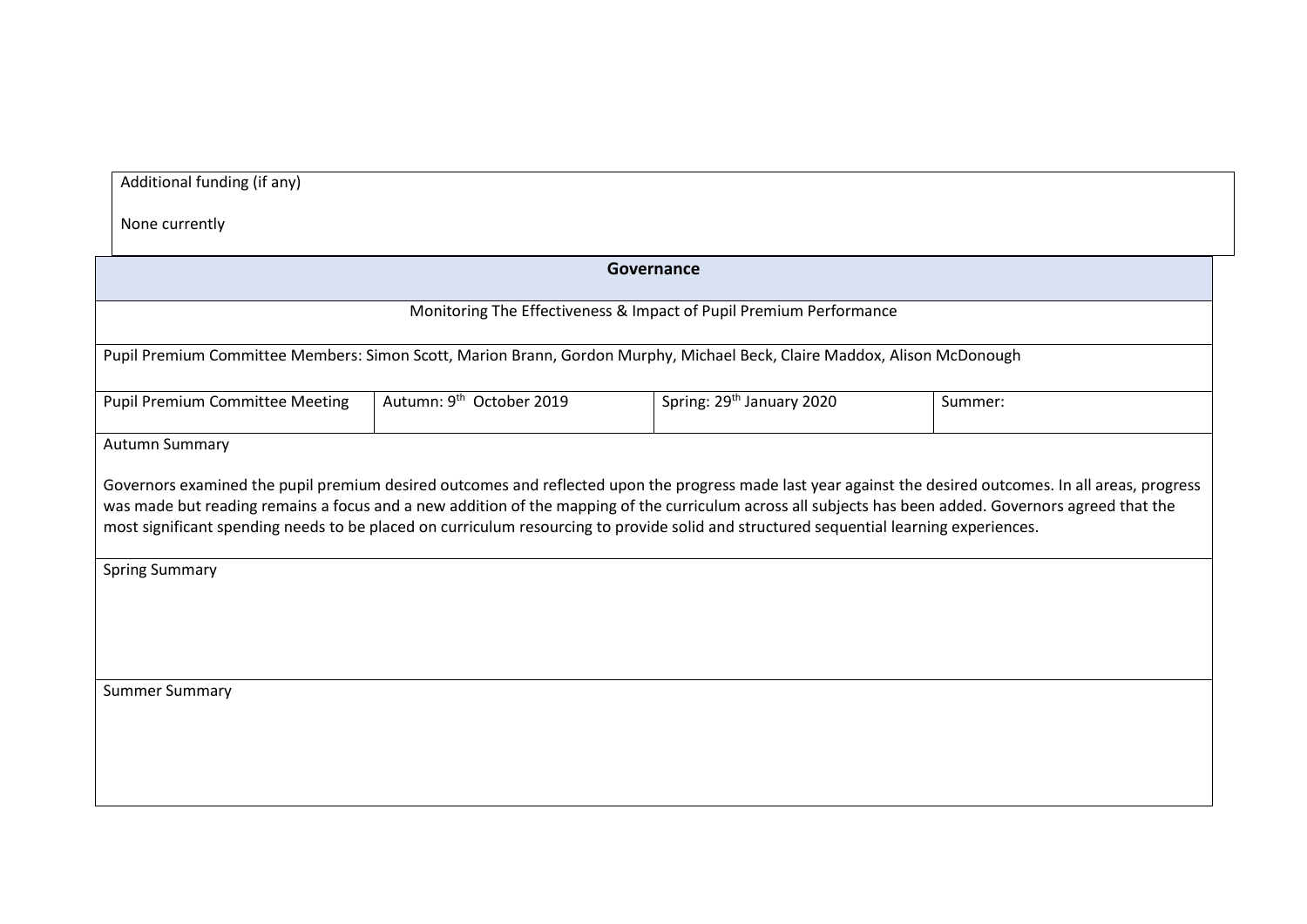| Additional funding (if any) |
|---|
| None currently |

| **Governance** | | | |
|---|---|---|---|
| Monitoring The Effectiveness & Impact of Pupil Premium Performance | | | |
| Pupil Premium Committee Members: Simon Scott, Marion Brann, Gordon Murphy, Michael Beck, Claire Maddox, Alison McDonough | | | |
| Pupil Premium Committee Meeting | Autumn: 9th October 2019 | Spring: 29th January 2020 | Summer: |
| Autumn Summary<br><br>Governors examined the pupil premium desired outcomes and reflected upon the progress made last year against the desired outcomes. In all areas, progress was made but reading remains a focus and a new addition of the mapping of the curriculum across all subjects has been added. Governors agreed that the most significant spending needs to be placed on curriculum resourcing to provide solid and structured sequential learning experiences. | | | |
| Spring Summary | | | |
| Summer Summary | | | |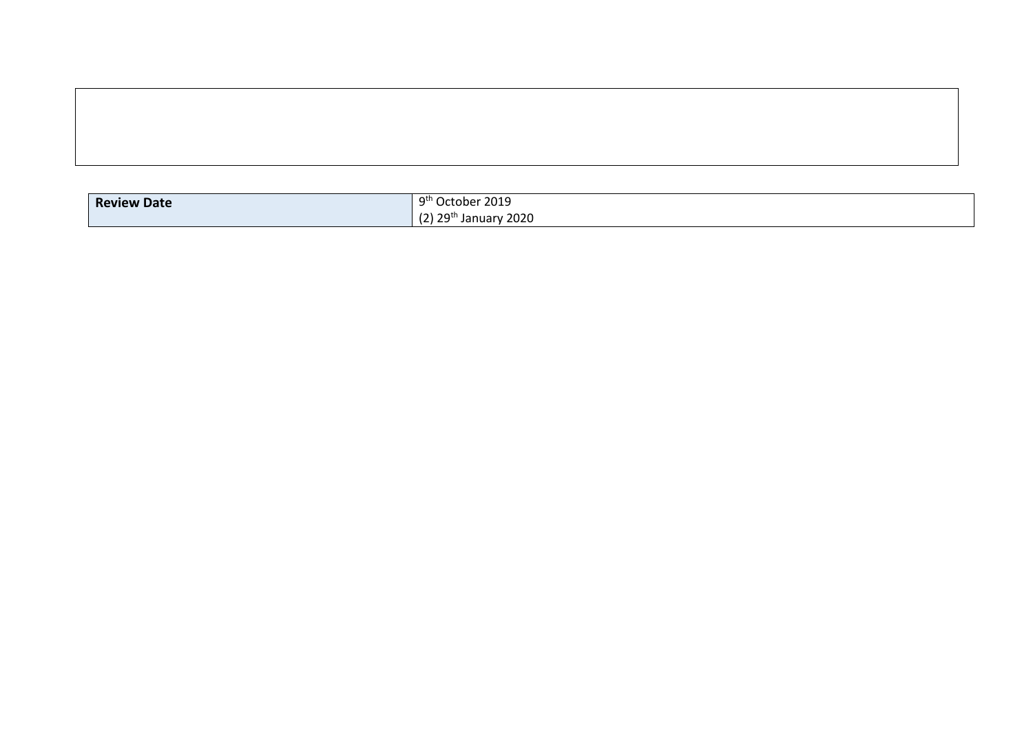| | |
|---|---|
| **Review Date** | 9th October 2019<br>(2) 29th January 2020 |